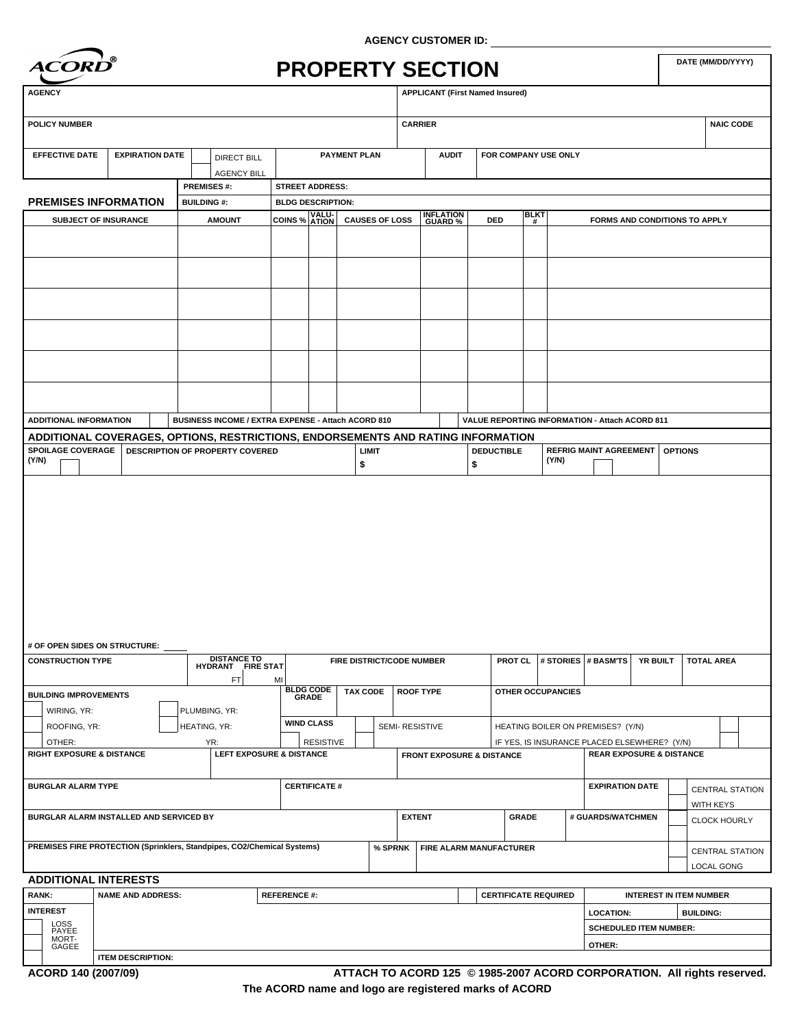AGENCY CUSTOMER ID: ____________

ACORD®

# PROPERTY SECTION

| DATE (MM/DD/YYYY) |
|---|
| |

| AGENCY | | | APPLICANT (First Named Insured) | |
|---|---|---|---|---|
| POLICY NUMBER | | | CARRIER | NAIC CODE |
| EFFECTIVE DATE | EXPIRATION DATE | DIRECT BILL / AGENCY BILL | PAYMENT PLAN | AUDIT | FOR COMPANY USE ONLY |

## PREMISES INFORMATION

PREMISES #: STREET ADDRESS:

BUILDING #: BLDG DESCRIPTION:

| SUBJECT OF INSURANCE | AMOUNT | COINS % | VALUATION | CAUSES OF LOSS | INFLATION GUARD % | DED | BLKT # | FORMS AND CONDITIONS TO APPLY |
|---|---|---|---|---|---|---|---|---|
| | | | | | | | | |
| | | | | | | | | |
| | | | | | | | | |
| | | | | | | | | |
| | | | | | | | | |
| | | | | | | | | |

ADDITIONAL INFORMATION [ ] BUSINESS INCOME / EXTRA EXPENSE - Attach ACORD 810 [ ] VALUE REPORTING INFORMATION - Attach ACORD 811

## ADDITIONAL COVERAGES, OPTIONS, RESTRICTIONS, ENDORSEMENTS AND RATING INFORMATION

| SPOILAGE COVERAGE (Y/N) | DESCRIPTION OF PROPERTY COVERED | LIMIT | DEDUCTIBLE | REFRIG MAINT AGREEMENT (Y/N) | OPTIONS |
|---|---|---|---|---|---|
| | | $ | $ | | |

# OF OPEN SIDES ON STRUCTURE: ____

| CONSTRUCTION TYPE | DISTANCE TO HYDRANT | DISTANCE TO FIRE STAT | FIRE DISTRICT/CODE NUMBER | PROT CL | # STORIES | # BASM'TS | YR BUILT | TOTAL AREA |
|---|---|---|---|---|---|---|---|---|
| | FT | MI | | | | | | |

| BUILDING IMPROVEMENTS | | BLDG CODE GRADE | TAX CODE | ROOF TYPE | OTHER OCCUPANCIES |
|---|---|---|---|---|---|
| [ ] WIRING, YR: | [ ] PLUMBING, YR: | | | | |
| [ ] ROOFING, YR: | [ ] HEATING, YR: | WIND CLASS [ ] RESISTIVE | [ ] SEMI- RESISTIVE | | HEATING BOILER ON PREMISES? (Y/N) [ ] |
| [ ] OTHER: | YR: | | | | IF YES, IS INSURANCE PLACED ELSEWHERE? (Y/N) [ ] |

| RIGHT EXPOSURE & DISTANCE | LEFT EXPOSURE & DISTANCE | FRONT EXPOSURE & DISTANCE | REAR EXPOSURE & DISTANCE |
|---|---|---|---|
| | | | |

| BURGLAR ALARM TYPE | CERTIFICATE # | | | EXPIRATION DATE | [ ] CENTRAL STATION / [ ] WITH KEYS |
|---|---|---|---|---|---|
| BURGLAR ALARM INSTALLED AND SERVICED BY | | EXTENT | GRADE | # GUARDS/WATCHMEN | [ ] CLOCK HOURLY |
| PREMISES FIRE PROTECTION (Sprinklers, Standpipes, CO2/Chemical Systems) | % SPRNK | FIRE ALARM MANUFACTURER | | | [ ] CENTRAL STATION / [ ] LOCAL GONG |

## ADDITIONAL INTERESTS

| RANK: | NAME AND ADDRESS: | REFERENCE #: | [ ] CERTIFICATE REQUIRED | INTEREST IN ITEM NUMBER | |
|---|---|---|---|---|---|
| INTEREST | | | | LOCATION: | BUILDING: |
| [ ] LOSS PAYEE | | | | SCHEDULED ITEM NUMBER: | |
| [ ] MORTGAGEE | | | | OTHER: | |
| [ ] | ITEM DESCRIPTION: | | | | |

ACORD 140 (2007/09) ATTACH TO ACORD 125 © 1985-2007 ACORD CORPORATION. All rights reserved.

The ACORD name and logo are registered marks of ACORD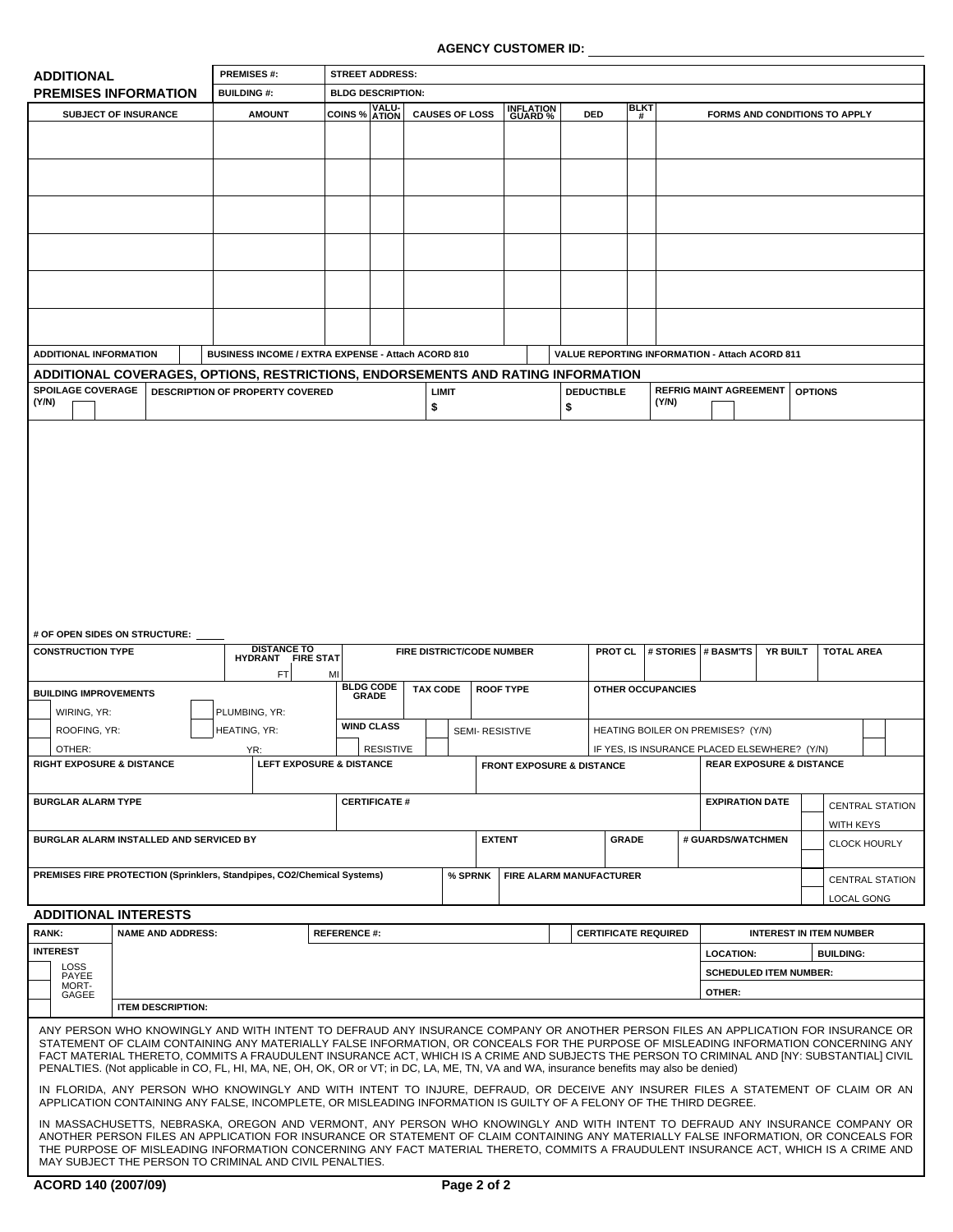AGENCY CUSTOMER ID: ____________________

| ADDITIONAL PREMISES INFORMATION | PREMISES #: | STREET ADDRESS: | | | | | | | |
|---|---|---|---|---|---|---|---|---|---|
| | BUILDING #: | BLDG DESCRIPTION: | | | | | | | |
| SUBJECT OF INSURANCE | AMOUNT | COINS % | VALUATION | CAUSES OF LOSS | INFLATION GUARD % | DED | BLKT # | FORMS AND CONDITIONS TO APPLY | |
| | | | | | | | | | |
| | | | | | | | | | |
| | | | | | | | | | |
| | | | | | | | | | |
| | | | | | | | | | |
| | | | | | | | | | |

ADDITIONAL INFORMATION ☐ BUSINESS INCOME / EXTRA EXPENSE - Attach ACORD 810 ☐ VALUE REPORTING INFORMATION - Attach ACORD 811

## ADDITIONAL COVERAGES, OPTIONS, RESTRICTIONS, ENDORSEMENTS AND RATING INFORMATION

| SPOILAGE COVERAGE (Y/N) | DESCRIPTION OF PROPERTY COVERED | LIMIT | DEDUCTIBLE | REFRIG MAINT AGREEMENT (Y/N) | OPTIONS |
|---|---|---|---|---|---|
| | | $ | $ | | |

# OF OPEN SIDES ON STRUCTURE: ____

| CONSTRUCTION TYPE | DISTANCE TO HYDRANT | DISTANCE TO FIRE STAT | FIRE DISTRICT/CODE NUMBER | PROT CL | # STORIES | # BASM'TS | YR BUILT | TOTAL AREA |
|---|---|---|---|---|---|---|---|---|
| | FT | MI | | | | | | |

| BUILDING IMPROVEMENTS | | BLDG CODE GRADE | TAX CODE | ROOF TYPE | OTHER OCCUPANCIES |
|---|---|---|---|---|---|
| WIRING, YR: | PLUMBING, YR: | | | | |
| ROOFING, YR: | HEATING, YR: | WIND CLASS | | SEMI- RESISTIVE | HEATING BOILER ON PREMISES? (Y/N) |
| OTHER: | YR: | | RESISTIVE | | IF YES, IS INSURANCE PLACED ELSEWHERE? (Y/N) |

| RIGHT EXPOSURE & DISTANCE | LEFT EXPOSURE & DISTANCE | FRONT EXPOSURE & DISTANCE | REAR EXPOSURE & DISTANCE |
|---|---|---|---|
| | | | |

| BURGLAR ALARM TYPE | CERTIFICATE # | | EXPIRATION DATE | | CENTRAL STATION WITH KEYS |
|---|---|---|---|---|---|
| BURGLAR ALARM INSTALLED AND SERVICED BY | EXTENT | GRADE | # GUARDS/WATCHMEN | | CLOCK HOURLY |
| PREMISES FIRE PROTECTION (Sprinklers, Standpipes, CO2/Chemical Systems) | % SPRNK | FIRE ALARM MANUFACTURER | | | CENTRAL STATION / LOCAL GONG |

## ADDITIONAL INTERESTS

| RANK: | NAME AND ADDRESS: | REFERENCE #: | CERTIFICATE REQUIRED | INTEREST IN ITEM NUMBER | |
|---|---|---|---|---|---|
| INTEREST | | | | LOCATION: | BUILDING: |
| LOSS PAYEE | | | | SCHEDULED ITEM NUMBER: | |
| MORTGAGEE | | | | OTHER: | |
| | ITEM DESCRIPTION: | | | | |

ANY PERSON WHO KNOWINGLY AND WITH INTENT TO DEFRAUD ANY INSURANCE COMPANY OR ANOTHER PERSON FILES AN APPLICATION FOR INSURANCE OR STATEMENT OF CLAIM CONTAINING ANY MATERIALLY FALSE INFORMATION, OR CONCEALS FOR THE PURPOSE OF MISLEADING INFORMATION CONCERNING ANY FACT MATERIAL THERETO, COMMITS A FRAUDULENT INSURANCE ACT, WHICH IS A CRIME AND SUBJECTS THE PERSON TO CRIMINAL AND [NY: SUBSTANTIAL] CIVIL PENALTIES. (Not applicable in CO, FL, HI, MA, NE, OH, OK, OR or VT; in DC, LA, ME, TN, VA and WA, insurance benefits may also be denied)

IN FLORIDA, ANY PERSON WHO KNOWINGLY AND WITH INTENT TO INJURE, DEFRAUD, OR DECEIVE ANY INSURER FILES A STATEMENT OF CLAIM OR AN APPLICATION CONTAINING ANY FALSE, INCOMPLETE, OR MISLEADING INFORMATION IS GUILTY OF A FELONY OF THE THIRD DEGREE.

IN MASSACHUSETTS, NEBRASKA, OREGON AND VERMONT, ANY PERSON WHO KNOWINGLY AND WITH INTENT TO DEFRAUD ANY INSURANCE COMPANY OR ANOTHER PERSON FILES AN APPLICATION FOR INSURANCE OR STATEMENT OF CLAIM CONTAINING ANY MATERIALLY FALSE INFORMATION, OR CONCEALS FOR THE PURPOSE OF MISLEADING INFORMATION CONCERNING ANY FACT MATERIAL THERETO, COMMITS A FRAUDULENT INSURANCE ACT, WHICH IS A CRIME AND MAY SUBJECT THE PERSON TO CRIMINAL AND CIVIL PENALTIES.

ACORD 140 (2007/09)